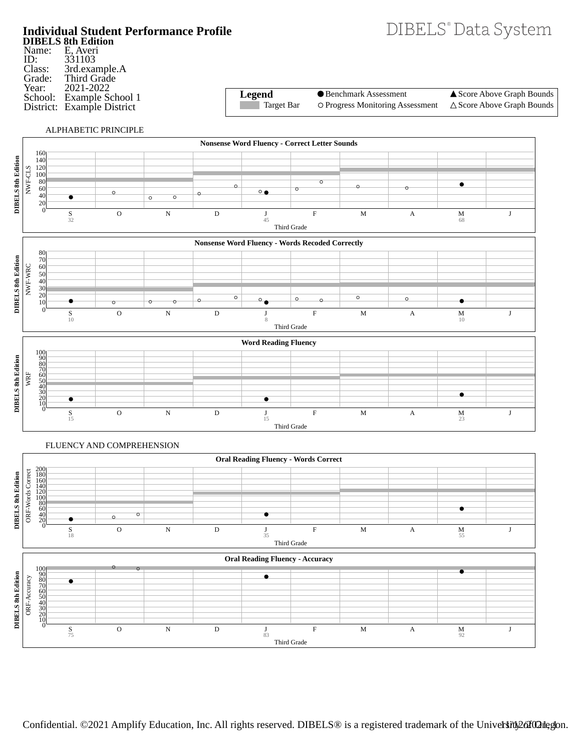# Individual Student Performance Profile

## DIBELS 8th Edition

DIBELS® Data System

| | |
|---|---|
| Name: | E, Averi |
| ID: | 331103 |
| Class: | 3rd.example.A |
| Grade: | Third Grade |
| Year: | 2021-2022 |
| School: | Example School 1 |
| District: | Example District |

**Legend**

- Target Bar
- ● Benchmark Assessment
- ○ Progress Monitoring Assessment
- ▲ Score Above Graph Bounds
- △ Score Above Graph Bounds

### ALPHABETIC PRINCIPLE

**Nonsense Word Fluency - Correct Letter Sounds** (DIBELS 8th Edition, NWF-CLS)

| | S | O | N | D | J | F | M | A | M | J |
|---|---|---|---|---|---|---|---|---|---|---|
| Benchmark | 32 | | | | 45 | | | | 68 | |

Third Grade

**Nonsense Word Fluency - Words Recoded Correctly** (DIBELS 8th Edition, NWF-WRC)

| | S | O | N | D | J | F | M | A | M | J |
|---|---|---|---|---|---|---|---|---|---|---|
| Benchmark | 10 | | | | 8 | | | | 10 | |

Third Grade

**Word Reading Fluency** (DIBELS 8th Edition, WRF)

| | S | O | N | D | J | F | M | A | M | J |
|---|---|---|---|---|---|---|---|---|---|---|
| Benchmark | 15 | | | | 15 | | | | 23 | |

Third Grade

### FLUENCY AND COMPREHENSION

**Oral Reading Fluency - Words Correct** (DIBELS 8th Edition, ORF-Words Correct)

| | S | O | N | D | J | F | M | A | M | J |
|---|---|---|---|---|---|---|---|---|---|---|
| Benchmark | 18 | | | | 35 | | | | 55 | |

Third Grade

**Oral Reading Fluency - Accuracy** (DIBELS 8th Edition, ORF-Accuracy)

| | S | O | N | D | J | F | M | A | M | J |
|---|---|---|---|---|---|---|---|---|---|---|
| Benchmark | 75 | | | | 83 | | | | 92 | |

Third Grade

Confidential. ©2021 Amplify Education, Inc. All rights reserved. DIBELS® is a registered trademark of the University of Oregon. 11/12/2021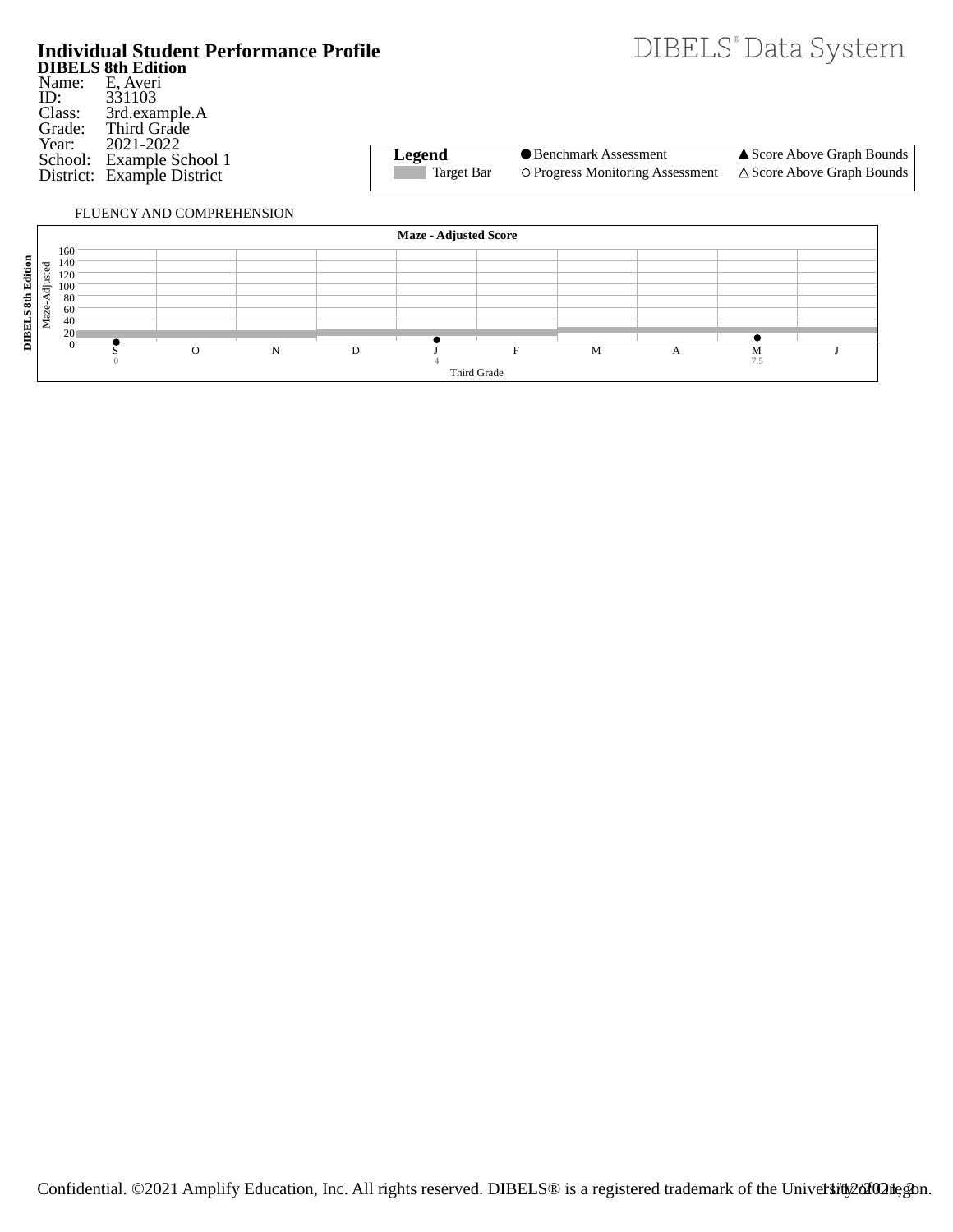# Individual Student Performance Profile

**DIBELS 8th Edition**

DIBELS® Data System

Name: E, Averi
ID: 331103
Class: 3rd.example.A
Grade: Third Grade
Year: 2021-2022
School: Example School 1
District: Example District

**Legend**
Target Bar
● Benchmark Assessment
○ Progress Monitoring Assessment
▲ Score Above Graph Bounds
△ Score Above Graph Bounds

FLUENCY AND COMPREHENSION

**Maze - Adjusted Score**

DIBELS 8th Edition
Maze-Adjusted
160
140
120
100
80
60
40
20
0
S O N D J F M A M J
0 4 7.5
Third Grade

Confidential. ©2021 Amplify Education, Inc. All rights reserved. DIBELS® is a registered trademark of the University of Oregon. 11/12/2021